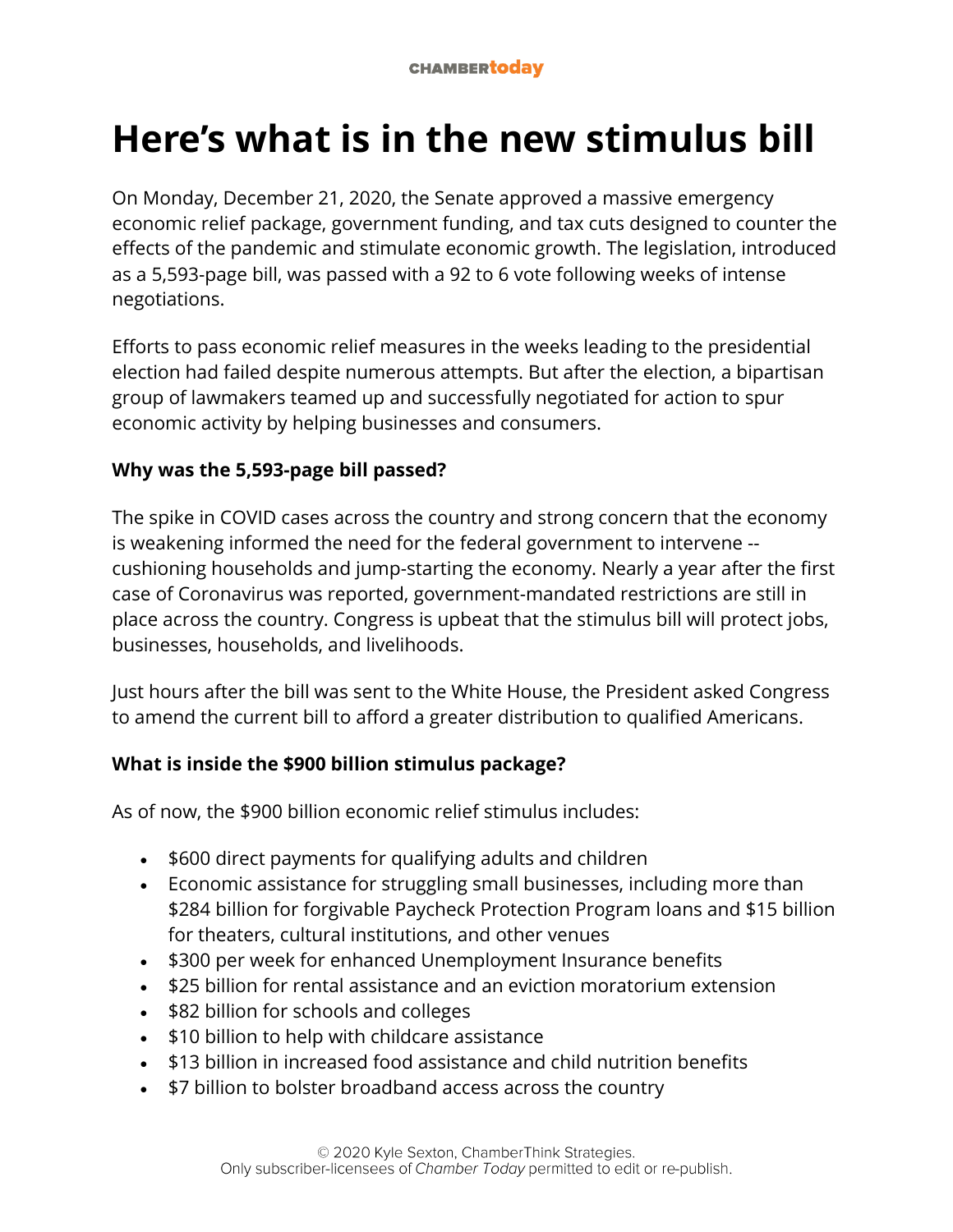# Here's what is in the new stimulus bill

On Monday, December 21, 2020, the Senate approved a massive emergency economic relief package, government funding, and tax cuts designed to counter the effects of the pandemic and stimulate economic growth. The legislation, introduced as a 5,593-page bill, was passed with a 92 to 6 vote following weeks of intense negotiations.

Efforts to pass economic relief measures in the weeks leading to the presidential election had failed despite numerous attempts. But after the election, a bipartisan group of lawmakers teamed up and successfully negotiated for action to spur economic activity by helping businesses and consumers.

**Why was the 5,593-page bill passed?**

The spike in COVID cases across the country and strong concern that the economy is weakening informed the need for the federal government to intervene -- cushioning households and jump-starting the economy. Nearly a year after the first case of Coronavirus was reported, government-mandated restrictions are still in place across the country. Congress is upbeat that the stimulus bill will protect jobs, businesses, households, and livelihoods.

Just hours after the bill was sent to the White House, the President asked Congress to amend the current bill to afford a greater distribution to qualified Americans.

**What is inside the $900 billion stimulus package?**

As of now, the $900 billion economic relief stimulus includes:

- $600 direct payments for qualifying adults and children
- Economic assistance for struggling small businesses, including more than $284 billion for forgivable Paycheck Protection Program loans and $15 billion for theaters, cultural institutions, and other venues
- $300 per week for enhanced Unemployment Insurance benefits
- $25 billion for rental assistance and an eviction moratorium extension
- $82 billion for schools and colleges
- $10 billion to help with childcare assistance
- $13 billion in increased food assistance and child nutrition benefits
- $7 billion to bolster broadband access across the country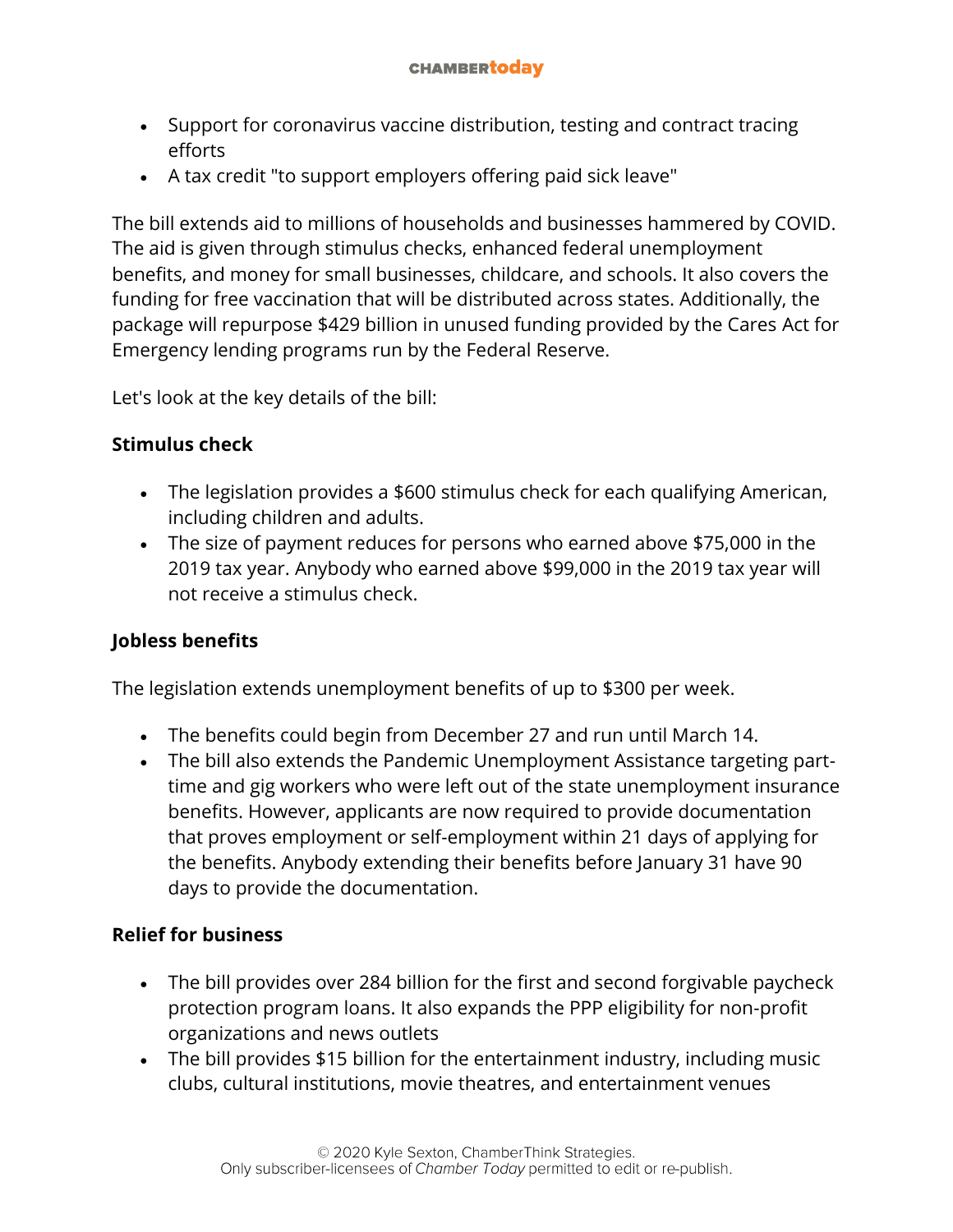- Support for coronavirus vaccine distribution, testing and contract tracing efforts
- A tax credit "to support employers offering paid sick leave"

The bill extends aid to millions of households and businesses hammered by COVID. The aid is given through stimulus checks, enhanced federal unemployment benefits, and money for small businesses, childcare, and schools. It also covers the funding for free vaccination that will be distributed across states. Additionally, the package will repurpose $429 billion in unused funding provided by the Cares Act for Emergency lending programs run by the Federal Reserve.

Let's look at the key details of the bill:

**Stimulus check**

- The legislation provides a $600 stimulus check for each qualifying American, including children and adults.
- The size of payment reduces for persons who earned above $75,000 in the 2019 tax year. Anybody who earned above $99,000 in the 2019 tax year will not receive a stimulus check.

**Jobless benefits**

The legislation extends unemployment benefits of up to $300 per week.

- The benefits could begin from December 27 and run until March 14.
- The bill also extends the Pandemic Unemployment Assistance targeting part-time and gig workers who were left out of the state unemployment insurance benefits. However, applicants are now required to provide documentation that proves employment or self-employment within 21 days of applying for the benefits. Anybody extending their benefits before January 31 have 90 days to provide the documentation.

**Relief for business**

- The bill provides over 284 billion for the first and second forgivable paycheck protection program loans. It also expands the PPP eligibility for non-profit organizations and news outlets
- The bill provides $15 billion for the entertainment industry, including music clubs, cultural institutions, movie theatres, and entertainment venues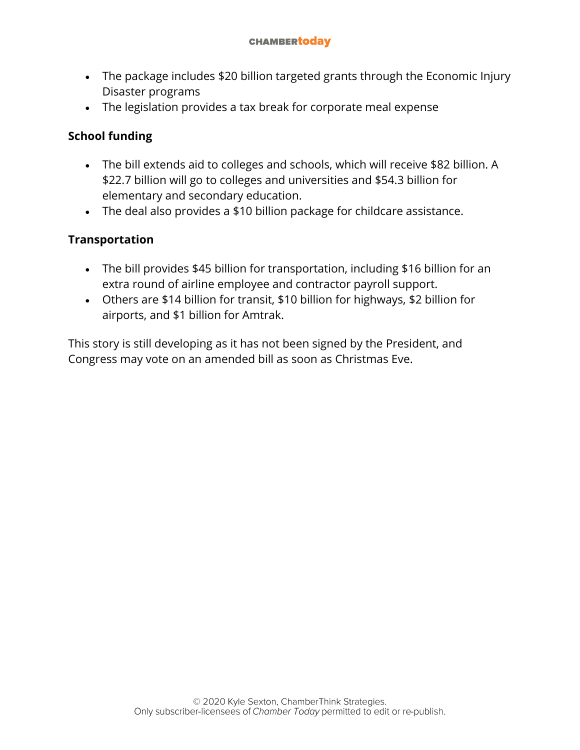- The package includes $20 billion targeted grants through the Economic Injury Disaster programs
- The legislation provides a tax break for corporate meal expense

**School funding**

- The bill extends aid to colleges and schools, which will receive $82 billion. A $22.7 billion will go to colleges and universities and $54.3 billion for elementary and secondary education.
- The deal also provides a $10 billion package for childcare assistance.

**Transportation**

- The bill provides $45 billion for transportation, including $16 billion for an extra round of airline employee and contractor payroll support.
- Others are $14 billion for transit, $10 billion for highways, $2 billion for airports, and $1 billion for Amtrak.

This story is still developing as it has not been signed by the President, and Congress may vote on an amended bill as soon as Christmas Eve.